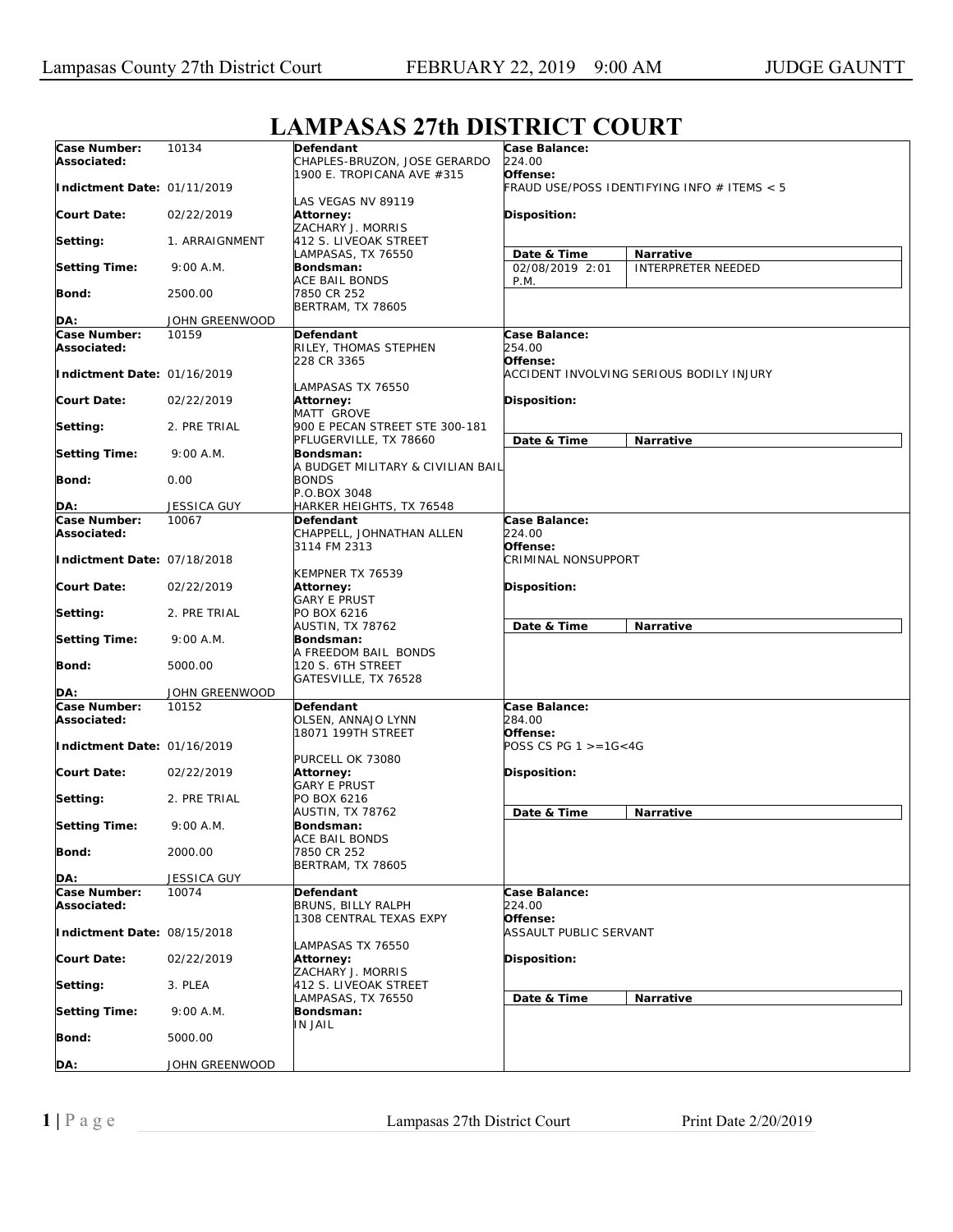# LAMPASAS 27th DISTRICT COURT

| | | | |
|---|---|---|---|
| **Case Number:** 10134<br>**Associated:**<br>**Indictment Date:** 01/11/2019<br>**Court Date:** 02/22/2019<br>**Setting:** 1. ARRAIGNMENT<br>**Setting Time:** 9:00 A.M.<br>**Bond:** 2500.00<br>**DA:** JOHN GREENWOOD | **Defendant**<br>CHAPLES-BRUZON, JOSE GERARDO<br>1900 E. TROPICANA AVE #315<br>LAS VEGAS NV 89119<br>**Attorney:**<br>ZACHARY J. MORRIS<br>412 S. LIVEOAK STREET<br>LAMPASAS, TX 76550<br>**Bondsman:**<br>ACE BAIL BONDS<br>7850 CR 252<br>BERTRAM, TX 78605 | **Case Balance:**<br>224.00<br>**Offense:**<br>FRAUD USE/POSS IDENTIFYING INFO # ITEMS < 5<br>**Disposition:** | **Date & Time:** 02/08/2019 2:01 P.M.<br>**Narrative:** INTERPRETER NEEDED |
| **Case Number:** 10159<br>**Associated:**<br>**Indictment Date:** 01/16/2019<br>**Court Date:** 02/22/2019<br>**Setting:** 2. PRE TRIAL<br>**Setting Time:** 9:00 A.M.<br>**Bond:** 0.00<br>**DA:** JESSICA GUY | **Defendant**<br>RILEY, THOMAS STEPHEN<br>228 CR 3365<br>LAMPASAS TX 76550<br>**Attorney:**<br>MATT GROVE<br>900 E PECAN STREET STE 300-181<br>PFLUGERVILLE, TX 78660<br>**Bondsman:**<br>A BUDGET MILITARY & CIVILIAN BAIL BONDS<br>P.O.BOX 3048<br>HARKER HEIGHTS, TX 76548 | **Case Balance:**<br>254.00<br>**Offense:**<br>ACCIDENT INVOLVING SERIOUS BODILY INJURY<br>**Disposition:** | **Date & Time:**<br>**Narrative:** |
| **Case Number:** 10067<br>**Associated:**<br>**Indictment Date:** 07/18/2018<br>**Court Date:** 02/22/2019<br>**Setting:** 2. PRE TRIAL<br>**Setting Time:** 9:00 A.M.<br>**Bond:** 5000.00<br>**DA:** JOHN GREENWOOD | **Defendant**<br>CHAPPELL, JOHNATHAN ALLEN<br>3114 FM 2313<br>KEMPNER TX 76539<br>**Attorney:**<br>GARY E PRUST<br>PO BOX 6216<br>AUSTIN, TX 78762<br>**Bondsman:**<br>A FREEDOM BAIL BONDS<br>120 S. 6TH STREET<br>GATESVILLE, TX 76528 | **Case Balance:**<br>224.00<br>**Offense:**<br>CRIMINAL NONSUPPORT<br>**Disposition:** | **Date & Time:**<br>**Narrative:** |
| **Case Number:** 10152<br>**Associated:**<br>**Indictment Date:** 01/16/2019<br>**Court Date:** 02/22/2019<br>**Setting:** 2. PRE TRIAL<br>**Setting Time:** 9:00 A.M.<br>**Bond:** 2000.00<br>**DA:** JESSICA GUY | **Defendant**<br>OLSEN, ANNAJO LYNN<br>18071 199TH STREET<br>PURCELL OK 73080<br>**Attorney:**<br>GARY E PRUST<br>PO BOX 6216<br>AUSTIN, TX 78762<br>**Bondsman:**<br>ACE BAIL BONDS<br>7850 CR 252<br>BERTRAM, TX 78605 | **Case Balance:**<br>284.00<br>**Offense:**<br>POSS CS PG 1 >=1G<4G<br>**Disposition:** | **Date & Time:**<br>**Narrative:** |
| **Case Number:** 10074<br>**Associated:**<br>**Indictment Date:** 08/15/2018<br>**Court Date:** 02/22/2019<br>**Setting:** 3. PLEA<br>**Setting Time:** 9:00 A.M.<br>**Bond:** 5000.00<br>**DA:** JOHN GREENWOOD | **Defendant**<br>BRUNS, BILLY RALPH<br>1308 CENTRAL TEXAS EXPY<br>LAMPASAS TX 76550<br>**Attorney:**<br>ZACHARY J. MORRIS<br>412 S. LIVEOAK STREET<br>LAMPASAS, TX 76550<br>**Bondsman:**<br>IN JAIL | **Case Balance:**<br>224.00<br>**Offense:**<br>ASSAULT PUBLIC SERVANT<br>**Disposition:** | **Date & Time:**<br>**Narrative:** |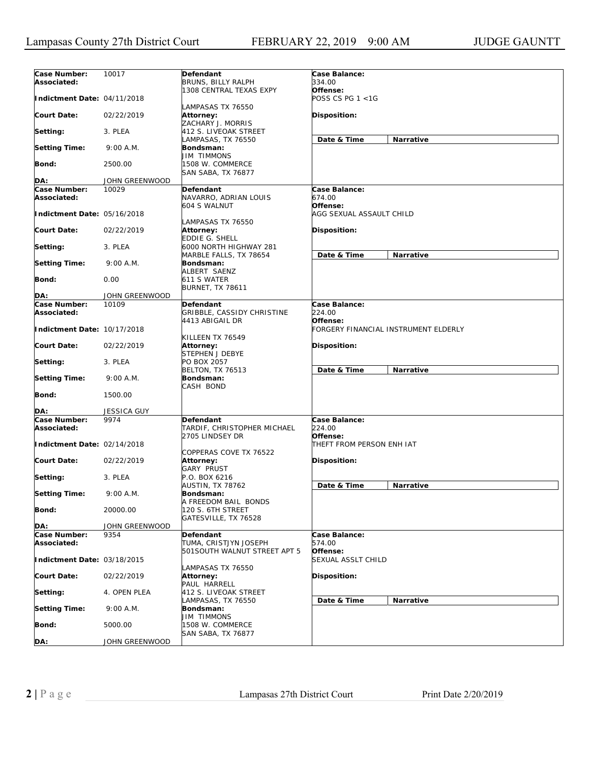| Case Number: | 10017 | Defendant | Case Balance: |
|---|---|---|---|
| Associated: | | BRUNS, BILLY RALPH<br>1308 CENTRAL TEXAS EXPY | 334.00 |
| Indictment Date: | 04/11/2018 | LAMPASAS TX 76550 | Offense:<br>POSS CS PG 1 <1G |
| Court Date: | 02/22/2019 | Attorney:<br>ZACHARY J. MORRIS | Disposition: |
| Setting: | 3. PLEA | 412 S. LIVEOAK STREET<br>LAMPASAS, TX 76550 | Date & Time / Narrative |
| Setting Time: | 9:00 A.M. | Bondsman:<br>JIM TIMMONS | |
| Bond: | 2500.00 | 1508 W. COMMERCE<br>SAN SABA, TX 76877 | |
| DA: | JOHN GREENWOOD | | |

| Case Number: | 10029 | Defendant | Case Balance: |
|---|---|---|---|
| Associated: | | NAVARRO, ADRIAN LOUIS<br>604 S WALNUT | 674.00 |
| Indictment Date: | 05/16/2018 | LAMPASAS TX 76550 | Offense:<br>AGG SEXUAL ASSAULT CHILD |
| Court Date: | 02/22/2019 | Attorney:<br>EDDIE G. SHELL | Disposition: |
| Setting: | 3. PLEA | 6000 NORTH HIGHWAY 281<br>MARBLE FALLS, TX 78654 | Date & Time / Narrative |
| Setting Time: | 9:00 A.M. | Bondsman:<br>ALBERT SAENZ | |
| Bond: | 0.00 | 611 S WATER<br>BURNET, TX 78611 | |
| DA: | JOHN GREENWOOD | | |

| Case Number: | 10109 | Defendant | Case Balance: |
|---|---|---|---|
| Associated: | | GRIBBLE, CASSIDY CHRISTINE<br>4413 ABIGAIL DR | 224.00 |
| Indictment Date: | 10/17/2018 | KILLEEN TX 76549 | Offense:<br>FORGERY FINANCIAL INSTRUMENT ELDERLY |
| Court Date: | 02/22/2019 | Attorney:<br>STEPHEN J DEBYE | Disposition: |
| Setting: | 3. PLEA | PO BOX 2057<br>BELTON, TX 76513 | Date & Time / Narrative |
| Setting Time: | 9:00 A.M. | Bondsman:<br>CASH BOND | |
| Bond: | 1500.00 | | |
| DA: | JESSICA GUY | | |

| Case Number: | 9974 | Defendant | Case Balance: |
|---|---|---|---|
| Associated: | | TARDIF, CHRISTOPHER MICHAEL<br>2705 LINDSEY DR | 224.00 |
| Indictment Date: | 02/14/2018 | COPPERAS COVE TX 76522 | Offense:<br>THEFT FROM PERSON ENH IAT |
| Court Date: | 02/22/2019 | Attorney:<br>GARY PRUST | Disposition: |
| Setting: | 3. PLEA | P.O. BOX 6216<br>AUSTIN, TX 78762 | Date & Time / Narrative |
| Setting Time: | 9:00 A.M. | Bondsman:<br>A FREEDOM BAIL BONDS | |
| Bond: | 20000.00 | 120 S. 6TH STREET<br>GATESVILLE, TX 76528 | |
| DA: | JOHN GREENWOOD | | |

| Case Number: | 9354 | Defendant | Case Balance: |
|---|---|---|---|
| Associated: | | TUMA, CRISTJYN JOSEPH<br>501SOUTH WALNUT STREET APT 5 | 574.00 |
| Indictment Date: | 03/18/2015 | LAMPASAS TX 76550 | Offense:<br>SEXUAL ASSLT CHILD |
| Court Date: | 02/22/2019 | Attorney:<br>PAUL HARRELL | Disposition: |
| Setting: | 4. OPEN PLEA | 412 S. LIVEOAK STREET<br>LAMPASAS, TX 76550 | Date & Time / Narrative |
| Setting Time: | 9:00 A.M. | Bondsman:<br>JIM TIMMONS | |
| Bond: | 5000.00 | 1508 W. COMMERCE<br>SAN SABA, TX 76877 | |
| DA: | JOHN GREENWOOD | | |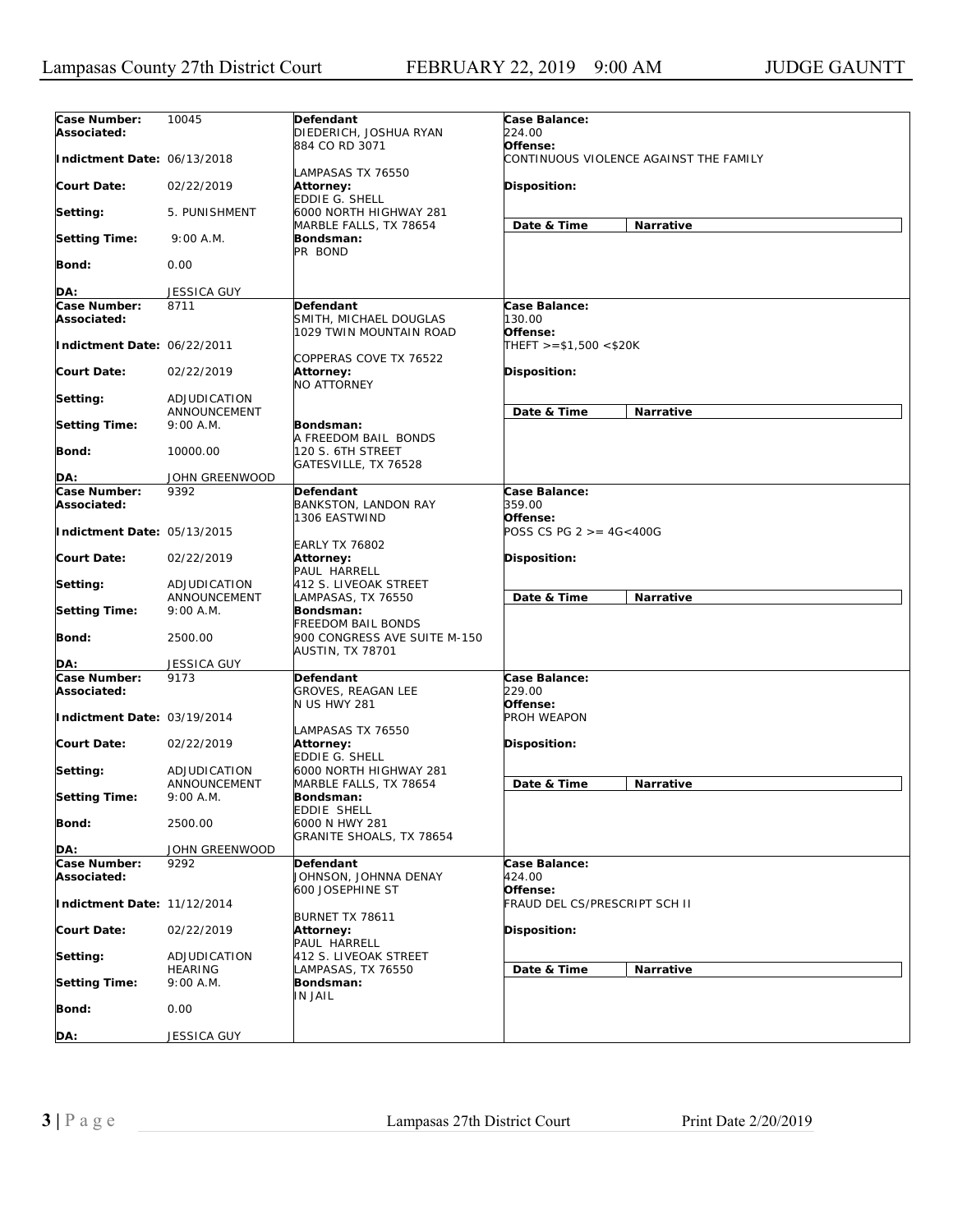| Case Number: | 10045 | Defendant | Case Balance: |
|---|---|---|---|
| Associated: | | DIEDERICH, JOSHUA RYAN<br>884 CO RD 3071<br>LAMPASAS TX 76550 | 224.00 |
| Indictment Date: | 06/13/2018 | | Offense: CONTINUOUS VIOLENCE AGAINST THE FAMILY |
| Court Date: | 02/22/2019 | Attorney: EDDIE G. SHELL<br>6000 NORTH HIGHWAY 281<br>MARBLE FALLS, TX 78654 | Disposition: |
| Setting: | 5. PUNISHMENT | | Date & Time / Narrative |
| Setting Time: | 9:00 A.M. | Bondsman: PR BOND | |
| Bond: | 0.00 | | |
| DA: | JESSICA GUY | | |

| Case Number: | 8711 | Defendant | Case Balance: |
|---|---|---|---|
| Associated: | | SMITH, MICHAEL DOUGLAS<br>1029 TWIN MOUNTAIN ROAD<br>COPPERAS COVE TX 76522 | 130.00 |
| Indictment Date: | 06/22/2011 | | Offense: THEFT >=$1,500 <$20K |
| Court Date: | 02/22/2019 | Attorney: NO ATTORNEY | Disposition: |
| Setting: | ADJUDICATION ANNOUNCEMENT | | Date & Time / Narrative |
| Setting Time: | 9:00 A.M. | Bondsman: A FREEDOM BAIL BONDS<br>120 S. 6TH STREET<br>GATESVILLE, TX 76528 | |
| Bond: | 10000.00 | | |
| DA: | JOHN GREENWOOD | | |

| Case Number: | 9392 | Defendant | Case Balance: |
|---|---|---|---|
| Associated: | | BANKSTON, LANDON RAY<br>1306 EASTWIND<br>EARLY TX 76802 | 359.00 |
| Indictment Date: | 05/13/2015 | | Offense: POSS CS PG 2 >= 4G<400G |
| Court Date: | 02/22/2019 | Attorney: PAUL HARRELL<br>412 S. LIVEOAK STREET<br>LAMPASAS, TX 76550 | Disposition: |
| Setting: | ADJUDICATION ANNOUNCEMENT | | Date & Time / Narrative |
| Setting Time: | 9:00 A.M. | Bondsman: FREEDOM BAIL BONDS<br>900 CONGRESS AVE SUITE M-150<br>AUSTIN, TX 78701 | |
| Bond: | 2500.00 | | |
| DA: | JESSICA GUY | | |

| Case Number: | 9173 | Defendant | Case Balance: |
|---|---|---|---|
| Associated: | | GROVES, REAGAN LEE<br>N US HWY 281<br>LAMPASAS TX 76550 | 229.00 |
| Indictment Date: | 03/19/2014 | | Offense: PROH WEAPON |
| Court Date: | 02/22/2019 | Attorney: EDDIE G. SHELL<br>6000 NORTH HIGHWAY 281<br>MARBLE FALLS, TX 78654 | Disposition: |
| Setting: | ADJUDICATION ANNOUNCEMENT | | Date & Time / Narrative |
| Setting Time: | 9:00 A.M. | Bondsman: EDDIE SHELL<br>6000 N HWY 281<br>GRANITE SHOALS, TX 78654 | |
| Bond: | 2500.00 | | |
| DA: | JOHN GREENWOOD | | |

| Case Number: | 9292 | Defendant | Case Balance: |
|---|---|---|---|
| Associated: | | JOHNSON, JOHNNA DENAY<br>600 JOSEPHINE ST<br>BURNET TX 78611 | 424.00 |
| Indictment Date: | 11/12/2014 | | Offense: FRAUD DEL CS/PRESCRIPT SCH II |
| Court Date: | 02/22/2019 | Attorney: PAUL HARRELL<br>412 S. LIVEOAK STREET<br>LAMPASAS, TX 76550 | Disposition: |
| Setting: | ADJUDICATION HEARING | | Date & Time / Narrative |
| Setting Time: | 9:00 A.M. | Bondsman: IN JAIL | |
| Bond: | 0.00 | | |
| DA: | JESSICA GUY | | |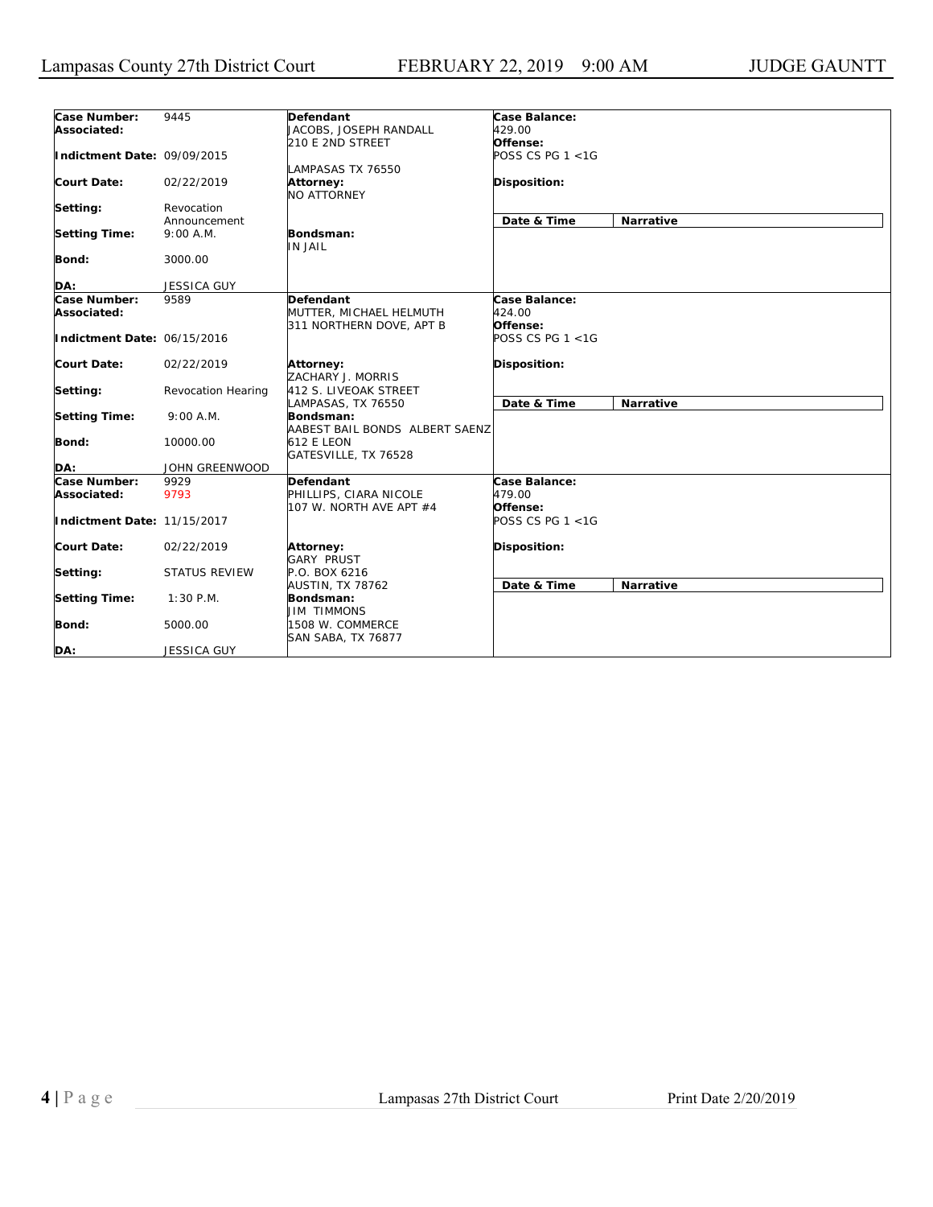Lampasas County 27th District Court — FEBRUARY 22, 2019 9:00 AM — JUDGE GAUNTT

| | | | |
|---|---|---|---|
| **Case Number:** 9445<br>**Associated:**<br>**Indictment Date:** 09/09/2015<br>**Court Date:** 02/22/2019<br>**Setting:** Revocation Announcement<br>**Setting Time:** 9:00 A.M.<br>**Bond:** 3000.00<br>**DA:** JESSICA GUY | **Defendant**<br>JACOBS, JOSEPH RANDALL<br>210 E 2ND STREET<br>LAMPASAS TX 76550<br>**Attorney:**<br>NO ATTORNEY<br>**Bondsman:**<br>IN JAIL | **Case Balance:**<br>429.00<br>**Offense:**<br>POSS CS PG 1 <1G<br>**Disposition:**<br>**Date & Time** | **Narrative** |
| **Case Number:** 9589<br>**Associated:**<br>**Indictment Date:** 06/15/2016<br>**Court Date:** 02/22/2019<br>**Setting:** Revocation Hearing<br>**Setting Time:** 9:00 A.M.<br>**Bond:** 10000.00<br>**DA:** JOHN GREENWOOD | **Defendant**<br>MUTTER, MICHAEL HELMUTH<br>311 NORTHERN DOVE, APT B<br>**Attorney:**<br>ZACHARY J. MORRIS<br>412 S. LIVEOAK STREET<br>LAMPASAS, TX 76550<br>**Bondsman:**<br>AABEST BAIL BONDS ALBERT SAENZ<br>612 E LEON<br>GATESVILLE, TX 76528 | **Case Balance:**<br>424.00<br>**Offense:**<br>POSS CS PG 1 <1G<br>**Disposition:**<br>**Date & Time** | **Narrative** |
| **Case Number:** 9929<br>**Associated:** 9793<br>**Indictment Date:** 11/15/2017<br>**Court Date:** 02/22/2019<br>**Setting:** STATUS REVIEW<br>**Setting Time:** 1:30 P.M.<br>**Bond:** 5000.00<br>**DA:** JESSICA GUY | **Defendant**<br>PHILLIPS, CIARA NICOLE<br>107 W. NORTH AVE APT #4<br>**Attorney:**<br>GARY PRUST<br>P.O. BOX 6216<br>AUSTIN, TX 78762<br>**Bondsman:**<br>JIM TIMMONS<br>1508 W. COMMERCE<br>SAN SABA, TX 76877 | **Case Balance:**<br>479.00<br>**Offense:**<br>POSS CS PG 1 <1G<br>**Disposition:**<br>**Date & Time** | **Narrative** |

Print Date 2/20/2019